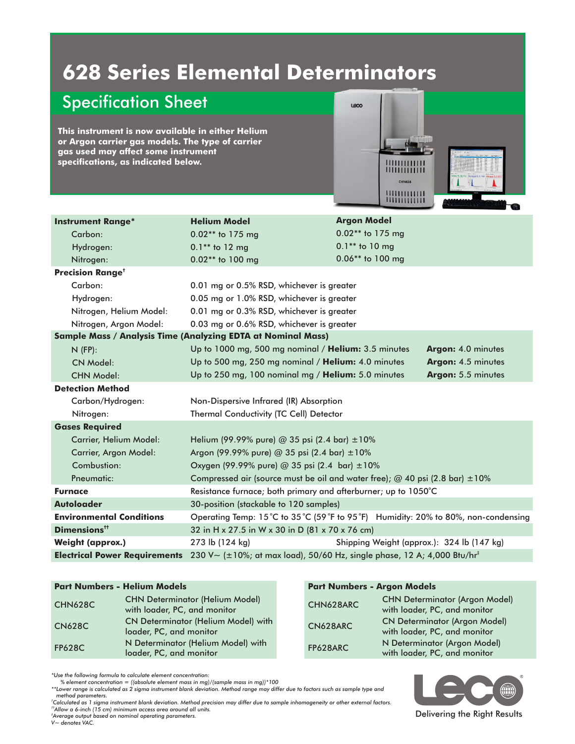# 628 Series Elemental Determinators

## Specification Sheet

**This instrument is now available in either Helium or Argon carrier gas models. The type of carrier gas used may affect some instrument specifications, as indicated below.**

| **Instrument Range*** | **Helium Model** | **Argon Model** | |
|---|---|---|---|
| Carbon: | 0.02** to 175 mg | 0.02** to 175 mg | |
| Hydrogen: | 0.1** to 12 mg | 0.1** to 10 mg | |
| Nitrogen: | 0.02** to 100 mg | 0.06** to 100 mg | |
| **Precision Range**† | | | |
| Carbon: | 0.01 mg or 0.5% RSD, whichever is greater | | |
| Hydrogen: | 0.05 mg or 1.0% RSD, whichever is greater | | |
| Nitrogen, Helium Model: | 0.01 mg or 0.3% RSD, whichever is greater | | |
| Nitrogen, Argon Model: | 0.03 mg or 0.6% RSD, whichever is greater | | |
| **Sample Mass / Analysis Time (Analyzing EDTA at Nominal Mass)** | | | |
| N (FP): | Up to 1000 mg, 500 mg nominal / **Helium:** 3.5 minutes | | **Argon:** 4.0 minutes |
| CN Model: | Up to 500 mg, 250 mg nominal / **Helium:** 4.0 minutes | | **Argon:** 4.5 minutes |
| CHN Model: | Up to 250 mg, 100 nominal mg / **Helium:** 5.0 minutes | | **Argon:** 5.5 minutes |
| **Detection Method** | | | |
| Carbon/Hydrogen: | Non-Dispersive Infrared (IR) Absorption | | |
| Nitrogen: | Thermal Conductivity (TC Cell) Detector | | |
| **Gases Required** | | | |
| Carrier, Helium Model: | Helium (99.99% pure) @ 35 psi (2.4 bar) ±10% | | |
| Carrier, Argon Model: | Argon (99.99% pure) @ 35 psi (2.4 bar) ±10% | | |
| Combustion: | Oxygen (99.99% pure) @ 35 psi (2.4 bar) ±10% | | |
| Pneumatic: | Compressed air (source must be oil and water free); @ 40 psi (2.8 bar) ±10% | | |
| **Furnace** | Resistance furnace; both primary and afterburner; up to 1050°C | | |
| **Autoloader** | 30-position (stackable to 120 samples) | | |
| **Environmental Conditions** | Operating Temp: 15°C to 35°C (59°F to 95°F) Humidity: 20% to 80%, non-condensing | | |
| **Dimensions**†† | 32 in H x 27.5 in W x 30 in D (81 x 70 x 76 cm) | | |
| **Weight (approx.)** | 273 lb (124 kg) | Shipping Weight (approx.): 324 lb (147 kg) | |
| **Electrical Power Requirements** | 230 V~ (±10%; at max load), 50/60 Hz, single phase, 12 A; 4,000 Btu/hr‡ | | |

| **Part Numbers - Helium Models** | |
|---|---|
| CHN628C | CHN Determinator (Helium Model) with loader, PC, and monitor |
| CN628C | CN Determinator (Helium Model) with loader, PC, and monitor |
| FP628C | N Determinator (Helium Model) with loader, PC, and monitor |

| **Part Numbers - Argon Models** | |
|---|---|
| CHN628ARC | CHN Determinator (Argon Model) with loader, PC, and monitor |
| CN628ARC | CN Determinator (Argon Model) with loader, PC, and monitor |
| FP628ARC | N Determinator (Argon Model) with loader, PC, and monitor |

*\*Use the following formula to calculate element concentration:*
*% element concentration = ((absolute element mass in mg)/(sample mass in mg))\*100*
*\*\*Lower range is calculated as 2 sigma instrument blank deviation. Method range may differ due to factors such as sample type and method parameters.*
*†Calculated as 1 sigma instrument blank deviation. Method precision may differ due to sample inhomogeneity or other external factors.*
*††Allow a 6-inch (15 cm) minimum access area around all units.*
*‡Average output based on nominal operating parameters.*
*V~ denotes VAC.*

LECO® Delivering the Right Results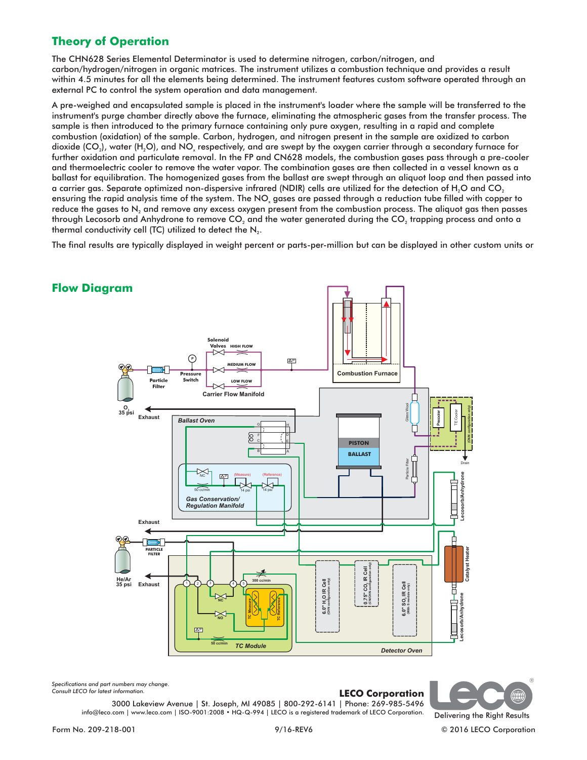## Theory of Operation

The CHN628 Series Elemental Determinator is used to determine nitrogen, carbon/nitrogen, and carbon/hydrogen/nitrogen in organic matrices. The instrument utilizes a combustion technique and provides a result within 4.5 minutes for all the elements being determined. The instrument features custom software operated through an external PC to control the system operation and data management.

A pre-weighed and encapsulated sample is placed in the instrument's loader where the sample will be transferred to the instrument's purge chamber directly above the furnace, eliminating the atmospheric gases from the transfer process. The sample is then introduced to the primary furnace containing only pure oxygen, resulting in a rapid and complete combustion (oxidation) of the sample. Carbon, hydrogen, and nitrogen present in the sample are oxidized to carbon dioxide ($CO_2$), water ($H_2O$), and $NO_x$ respectively, and are swept by the oxygen carrier through a secondary furnace for further oxidation and particulate removal. In the FP and CN628 models, the combustion gases pass through a pre-cooler and thermoelectric cooler to remove the water vapor. The combination gases are then collected in a vessel known as a ballast for equilibration. The homogenized gases from the ballast are swept through an aliquot loop and then passed into a carrier gas. Separate optimized non-dispersive infrared (NDIR) cells are utilized for the detection of $H_2O$ and $CO_2$ ensuring the rapid analysis time of the system. The $NO_x$ gases are passed through a reduction tube filled with copper to reduce the gases to $N_2$ and remove any excess oxygen present from the combustion process. The aliquot gas then passes through Lecosorb and Anhydrone to remove $CO_2$ and the water generated during the $CO_2$ trapping process and onto a thermal conductivity cell (TC) utilized to detect the $N_2$.

The final results are typically displayed in weight percent or parts-per-million but can be displayed in other custom units or

## Flow Diagram

Solenoid Valves
HIGH FLOW
MEDIUM FLOW
LOW FLOW
P
Pressure Switch
Particle Filter
Carrier Flow Manifold
ΔP
Combustion Furnace
$O_2$ 35 psi
Exhaust
Ballast Oven
G H F D C E B A
PISTON
BALLAST
Glass Wool
Precooler
TE Cooler
(CHN configuration only)
Drain
Particle Filter
NC
ΔP
(Measure)
(Reference)
50 cc/min
14 psi
14 psi
Gas Conservation/ Regulation Manifold
Lecosorb/Anhydrone
Exhaust
PARTICLE FILTER
He/Ar 35 psi
Exhaust
1 2 3 4 5
300 cc/min
NC
NO
TC Measure
TC Reference
ΔP
50 cc/min
TC Module
6.0" $H_2O$ IR Cell (CHN configuration only)
0.75" $CO_2$ IR Cell (CN/CHN configuration only)
6.0" $SO_2$ IR Cell (With S module only)
Catalyst Heater
Lecosorb/Anhydrone
Detector Oven

*Specifications and part numbers may change. Consult LECO for latest information.*

**LECO Corporation**
3000 Lakeview Avenue | St. Joseph, MI 49085 | 800-292-6141 | Phone: 269-985-5496
info@leco.com | www.leco.com | ISO-9001:2008 • HQ-Q-994 | LECO is a registered trademark of LECO Corporation.

Delivering the Right Results

Form No. 209-218-001 9/16-REV6 © 2016 LECO Corporation